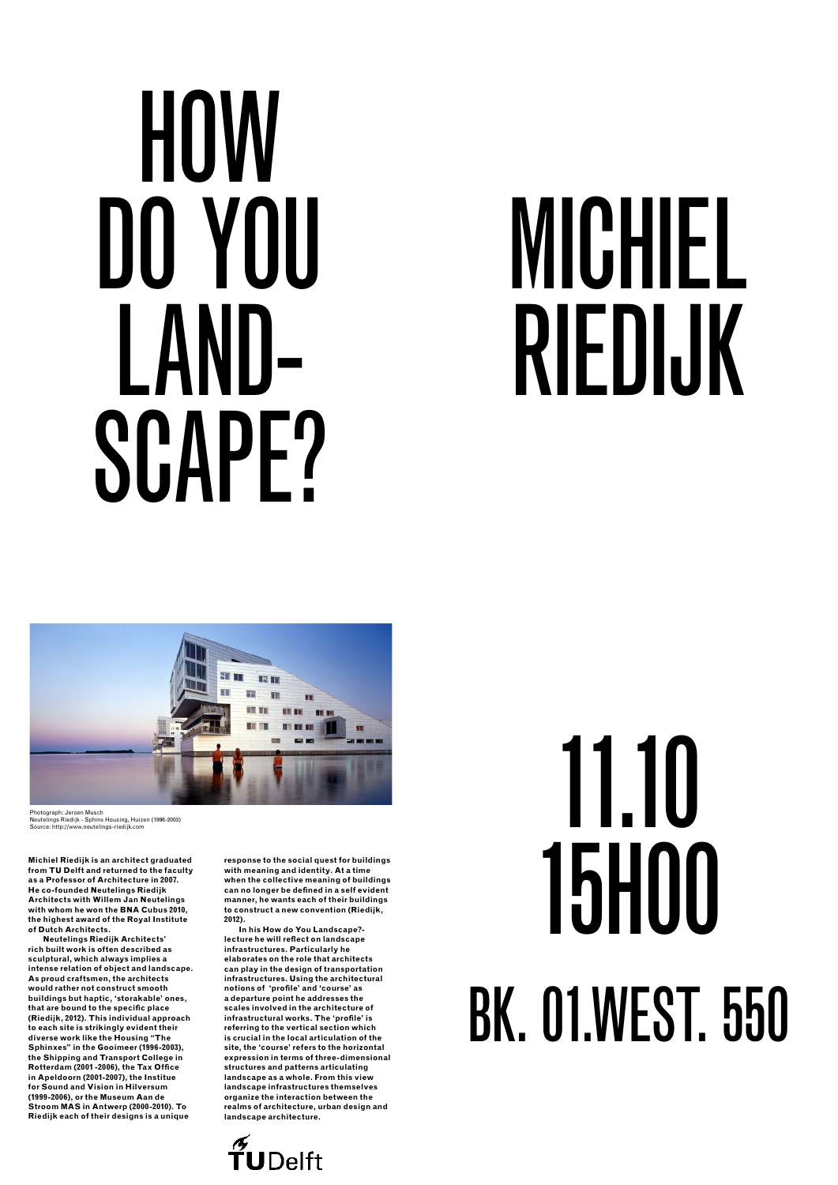# HOW DO YOU LAND-SCAPE?

# MICHIEL RIEDIJK

Photograph: Jeroen Musch
Neutelings Riedijk - Sphinx Housing, Huizen (1996-2003)
Source: http://www.neutelings-riedijk.com

# 11.10 15H00

# BK. 01.WEST. 550

**Michiel Riedijk is an architect graduated from TU Delft and returned to the faculty as a Professor of Architecture in 2007. He co-founded Neutelings Riedijk Architects with Willem Jan Neutelings with whom he won the BNA Cubus 2010, the highest award of the Royal Institute of Dutch Architects.**

**Neutelings Riedijk Architects' rich built work is often described as sculptural, which always implies a intense relation of object and landscape. As proud craftsmen, the architects would rather not construct smooth buildings but haptic, 'storakable' ones, that are bound to the specific place (Riedijk, 2012). This individual approach to each site is strikingly evident their diverse work like the Housing "The Sphinxes" in the Gooimeer (1996-2003), the Shipping and Transport College in Rotterdam (2001 -2006), the Tax Office in Apeldoorn (2001-2007), the Institue for Sound and Vision in Hilversum (1999-2006), or the Museum Aan de Stroom MAS in Antwerp (2000-2010). To Riedijk each of their designs is a unique response to the social quest for buildings with meaning and identity. At a time when the collective meaning of buildings can no longer be defined in a self evident manner, he wants each of their buildings to construct a new convention (Riedijk, 2012).**

**In his How do You Landscape?-lecture he will reflect on landscape infrastructures. Particularly he elaborates on the role that architects can play in the design of transportation infrastructures. Using the architectural notions of 'profile' and 'course' as a departure point he addresses the scales involved in the architecture of infrastructural works. The 'profile' is referring to the vertical section which is crucial in the local articulation of the site, the 'course' refers to the horizontal expression in terms of three-dimensional structures and patterns articulating landscape as a whole. From this view landscape infrastructures themselves organize the interaction between the realms of architecture, urban design and landscape architecture.**

TUDelft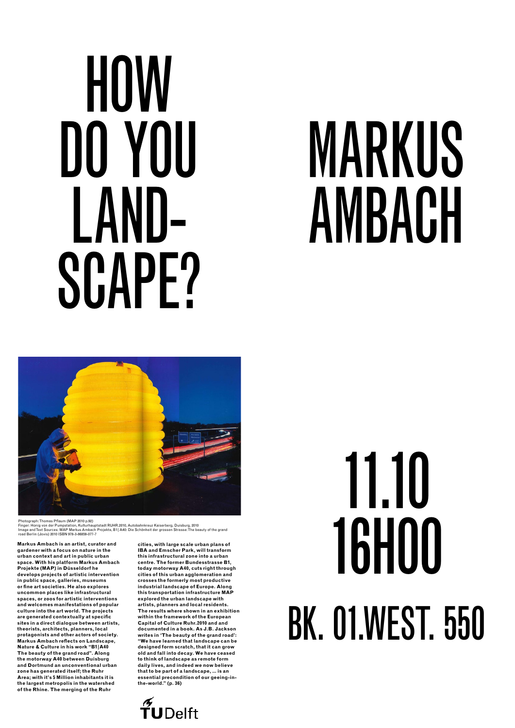# HOW DO YOU LAND-SCAPE?

# MARKUS AMBACH

Photograph: Thomas Pflaum (MAP 2010 p.92)
Finger: Honig von der Pumpstation, Kulturhauptstadt RUHR.2010, Autobahnkreuz Kaiserberg, Duisburg, 2010
Image and Text Sources: MAP Markus Ambach Projekte, B1| A40: Die Schönheit der grossen Strasse: The beauty of the grand road Berlin (Jovis) 2010 ISBN 978-3-86859-077-7

**Markus Ambach is an artist, curator and gardener with a focus on nature in the urban context and art in public urban space. With his platform Markus Ambach Projekte (MAP) in Düsseldorf he develops projects of artistic intervention in public space, galleries, museums or fine art societies. He also explores uncommon places like infrastructural spaces, or zoos for artistic interventions and welcomes manifestations of popular culture into the art world. The projects are generated contextually at specific sites in a direct dialogue between artists, theorists, architects, planners, local protagonists and other actors of society. Markus Ambach reflects on Landscape, Nature & Culture in his work "B1|A40 The beauty of the grand road". Along the motorway A40 between Duisburg and Dortmund an unconventional urban zone has generated itself; the Ruhr Area; with it's 5 Million inhabitants it is the largest metropolis in the watershed of the Rhine. The merging of the Ruhr cities, with large scale urban plans of IBA and Emscher Park, will transform this infrastructural zone into a urban centre. The former Bundesstrasse B1, today motorway A40, cuts right through cities of this urban agglomeration and crosses the formerly most productive industrial landscape of Europe. Along this transportation infrastructure MAP explored the urban landscape with artists, planners and local residents. The results where shown in an exhibition within the framework of the European Capital of Culture Ruhr.2010 and and documented in a book. As J.B. Jackson writes in 'The beauty of the grand road': "We have learned that landscape can be designed form scratch, that it can grow old and fall into decay. We have ceased to think of landscape as remote form daily lives, and indeed we now believe that to be part of a landscape, ... is an essential precondition of our geeing-in-the-world." (p. 36)**

# 11.10 16H00

# BK. 01.WEST. 550

TUDelft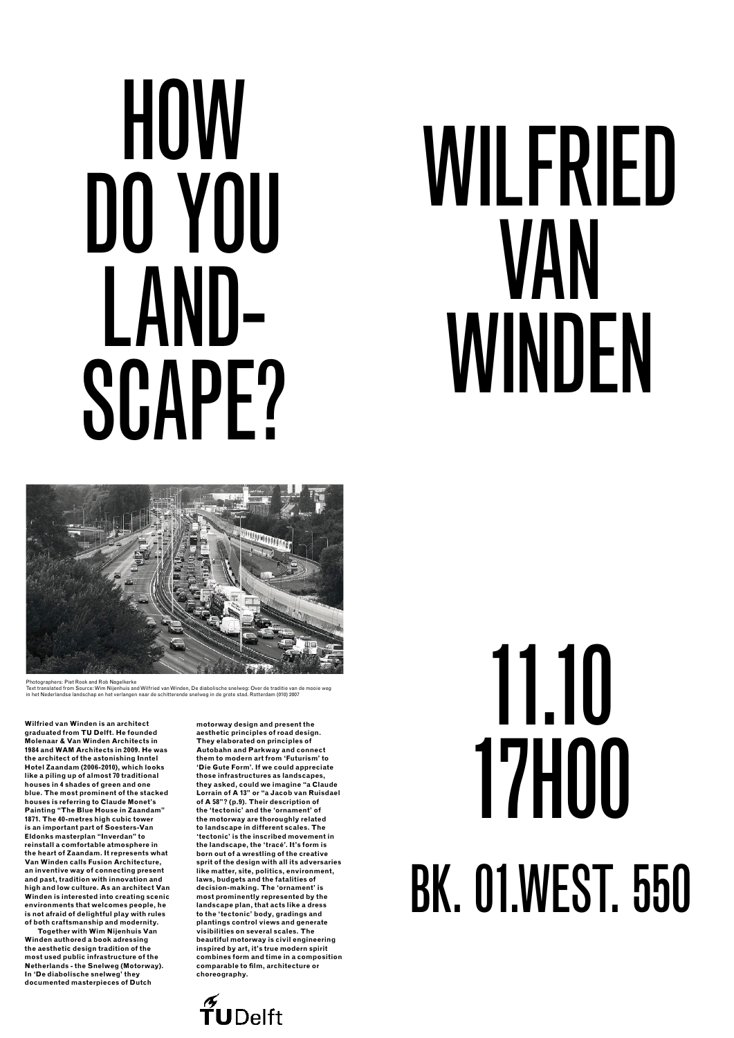# HOW DO YOU LAND-SCAPE?

# WILFRIED VAN WINDEN

Photographers: Piet Rook and Rob Nagelkerke
Text translated from Source: Wim Nijenhuis and Wilfried van Winden, De diabolische snelweg: Over de traditie van de mooie weg in het Nederlandse landschap en het verlangen naar de schitterende snelweg in de grote stad. Rotterdam (010) 2007

**Wilfried van Winden is an architect graduated from TU Delft. He founded Molenaar & Van Winden Architects in 1984 and WAM Architects in 2009. He was the architect of the astonishing Inntel Hotel Zaandam (2006-2010), which looks like a piling up of almost 70 traditional houses in 4 shades of green and one blue. The most prominent of the stacked houses is referring to Claude Monet's Painting "The Blue House in Zaandam" 1871. The 40-metres high cubic tower is an important part of Soesters-Van Eldonks masterplan "Inverdan" to reinstall a comfortable atmosphere in the heart of Zaandam. It represents what Van Winden calls Fusion Architecture, an inventive way of connecting present and past, tradition with innovation and high and low culture. As an architect Van Winden is interested into creating scenic environments that welcomes people, he is not afraid of delightful play with rules of both craftsmanship and modernity.**

**Together with Wim Nijenhuis Van Winden authored a book adressing the aesthetic design tradition of the most used public infrastructure of the Netherlands - the Snelweg (Motorway). In 'De diabolische snelweg' they documented masterpieces of Dutch motorway design and present the aesthetic principles of road design. They elaborated on principles of Autobahn and Parkway and connect them to modern art from 'Futurism' to 'Die Gute Form'. If we could appreciate those infrastructures as landscapes, they asked, could we imagine "a Claude Lorrain of A 13" or "a Jacob van Ruisdael of A 58"? (p.9). Their description of the 'tectonic' and the 'ornament' of the motorway are thoroughly related to landscape in different scales. The 'tectonic' is the inscribed movement in the landscape, the 'tracé'. It's form is born out of a wrestling of the creative sprit of the design with all its adversaries like matter, site, politics, environment, laws, budgets and the fatalities of decision-making. The 'ornament' is most prominently represented by the landscape plan, that acts like a dress to the 'tectonic' body, gradings and plantings control views and generate visibilities on several scales. The beautiful motorway is civil engineering inspired by art, it's true modern spirit combines form and time in a composition comparable to film, architecture or choreography.**

# 11.10 17H00

# BK. 01.WEST. 550

TUDelft